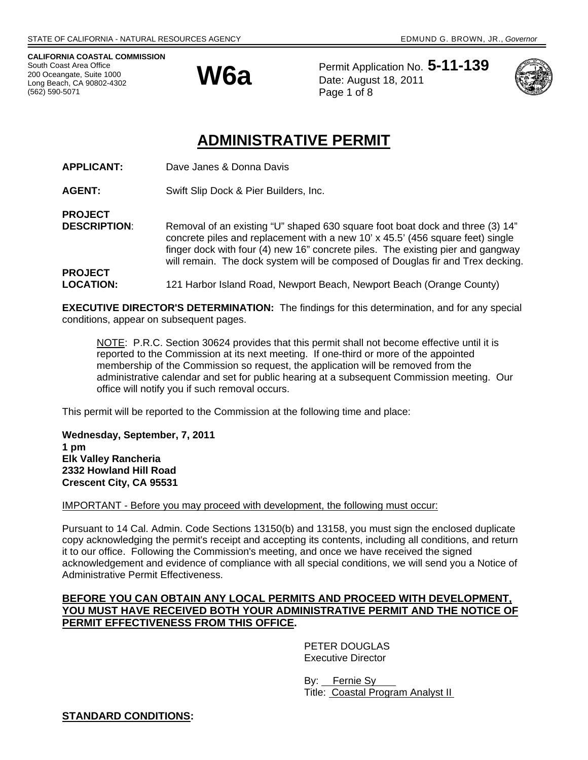STATE OF CALIFORNIA - NATURAL RESOURCES AGENCY EDMUND G. BROWN, JR., *Governor*

**CALIFORNIA COASTAL COMMISSION**
South Coast Area Office
200 Oceangate, Suite 1000
Long Beach, CA 90802-4302
(562) 590-5071

**W6a**

Permit Application No. **5-11-139**
Date: August 18, 2011

# ADMINISTRATIVE PERMIT

**APPLICANT:** Dave Janes & Donna Davis

**AGENT:** Swift Slip Dock & Pier Builders, Inc.

**PROJECT DESCRIPTION**: Removal of an existing "U" shaped 630 square foot boat dock and three (3) 14" concrete piles and replacement with a new 10' x 45.5' (456 square feet) single finger dock with four (4) new 16" concrete piles. The existing pier and gangway will remain. The dock system will be composed of Douglas fir and Trex decking.

**PROJECT LOCATION:** 121 Harbor Island Road, Newport Beach, Newport Beach (Orange County)

**EXECUTIVE DIRECTOR'S DETERMINATION:** The findings for this determination, and for any special conditions, appear on subsequent pages.

> NOTE: P.R.C. Section 30624 provides that this permit shall not become effective until it is reported to the Commission at its next meeting. If one-third or more of the appointed membership of the Commission so request, the application will be removed from the administrative calendar and set for public hearing at a subsequent Commission meeting. Our office will notify you if such removal occurs.

This permit will be reported to the Commission at the following time and place:

**Wednesday, September, 7, 2011**
**1 pm**
**Elk Valley Rancheria**
**2332 Howland Hill Road**
**Crescent City, CA 95531**

IMPORTANT - Before you may proceed with development, the following must occur:

Pursuant to 14 Cal. Admin. Code Sections 13150(b) and 13158, you must sign the enclosed duplicate copy acknowledging the permit's receipt and accepting its contents, including all conditions, and return it to our office. Following the Commission's meeting, and once we have received the signed acknowledgement and evidence of compliance with all special conditions, we will send you a Notice of Administrative Permit Effectiveness.

**BEFORE YOU CAN OBTAIN ANY LOCAL PERMITS AND PROCEED WITH DEVELOPMENT, YOU MUST HAVE RECEIVED BOTH YOUR ADMINISTRATIVE PERMIT AND THE NOTICE OF PERMIT EFFECTIVENESS FROM THIS OFFICE.**

PETER DOUGLAS
Executive Director

By: Fernie Sy
Title: Coastal Program Analyst II

**STANDARD CONDITIONS:**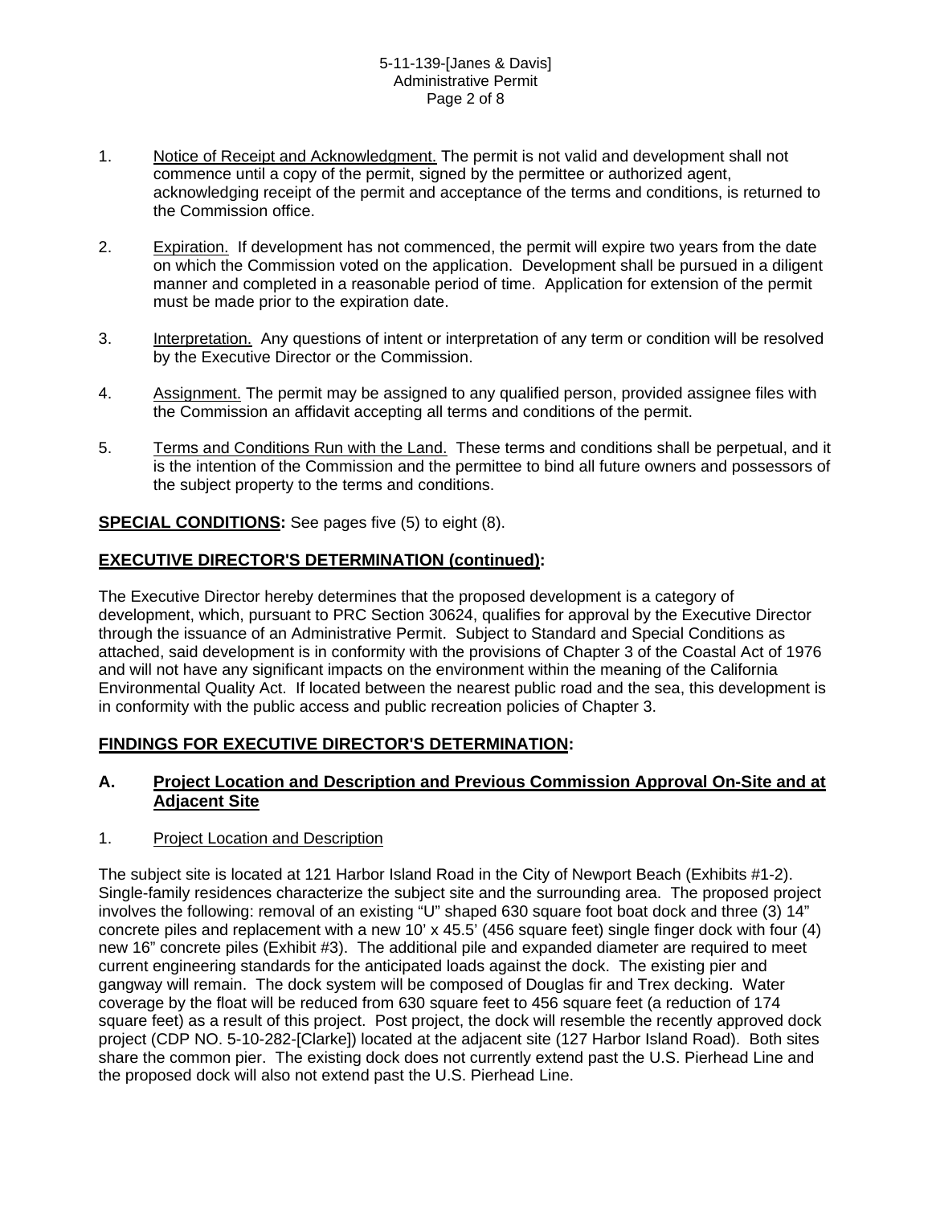1. Notice of Receipt and Acknowledgment. The permit is not valid and development shall not commence until a copy of the permit, signed by the permittee or authorized agent, acknowledging receipt of the permit and acceptance of the terms and conditions, is returned to the Commission office.

2. Expiration. If development has not commenced, the permit will expire two years from the date on which the Commission voted on the application. Development shall be pursued in a diligent manner and completed in a reasonable period of time. Application for extension of the permit must be made prior to the expiration date.

3. Interpretation. Any questions of intent or interpretation of any term or condition will be resolved by the Executive Director or the Commission.

4. Assignment. The permit may be assigned to any qualified person, provided assignee files with the Commission an affidavit accepting all terms and conditions of the permit.

5. Terms and Conditions Run with the Land. These terms and conditions shall be perpetual, and it is the intention of the Commission and the permittee to bind all future owners and possessors of the subject property to the terms and conditions.

**SPECIAL CONDITIONS:** See pages five (5) to eight (8).

**EXECUTIVE DIRECTOR'S DETERMINATION (continued):**

The Executive Director hereby determines that the proposed development is a category of development, which, pursuant to PRC Section 30624, qualifies for approval by the Executive Director through the issuance of an Administrative Permit. Subject to Standard and Special Conditions as attached, said development is in conformity with the provisions of Chapter 3 of the Coastal Act of 1976 and will not have any significant impacts on the environment within the meaning of the California Environmental Quality Act. If located between the nearest public road and the sea, this development is in conformity with the public access and public recreation policies of Chapter 3.

**FINDINGS FOR EXECUTIVE DIRECTOR'S DETERMINATION:**

## A. Project Location and Description and Previous Commission Approval On-Site and at Adjacent Site

1. Project Location and Description

The subject site is located at 121 Harbor Island Road in the City of Newport Beach (Exhibits #1-2). Single-family residences characterize the subject site and the surrounding area. The proposed project involves the following: removal of an existing "U" shaped 630 square foot boat dock and three (3) 14" concrete piles and replacement with a new 10' x 45.5' (456 square feet) single finger dock with four (4) new 16" concrete piles (Exhibit #3). The additional pile and expanded diameter are required to meet current engineering standards for the anticipated loads against the dock. The existing pier and gangway will remain. The dock system will be composed of Douglas fir and Trex decking. Water coverage by the float will be reduced from 630 square feet to 456 square feet (a reduction of 174 square feet) as a result of this project. Post project, the dock will resemble the recently approved dock project (CDP NO. 5-10-282-[Clarke]) located at the adjacent site (127 Harbor Island Road). Both sites share the common pier. The existing dock does not currently extend past the U.S. Pierhead Line and the proposed dock will also not extend past the U.S. Pierhead Line.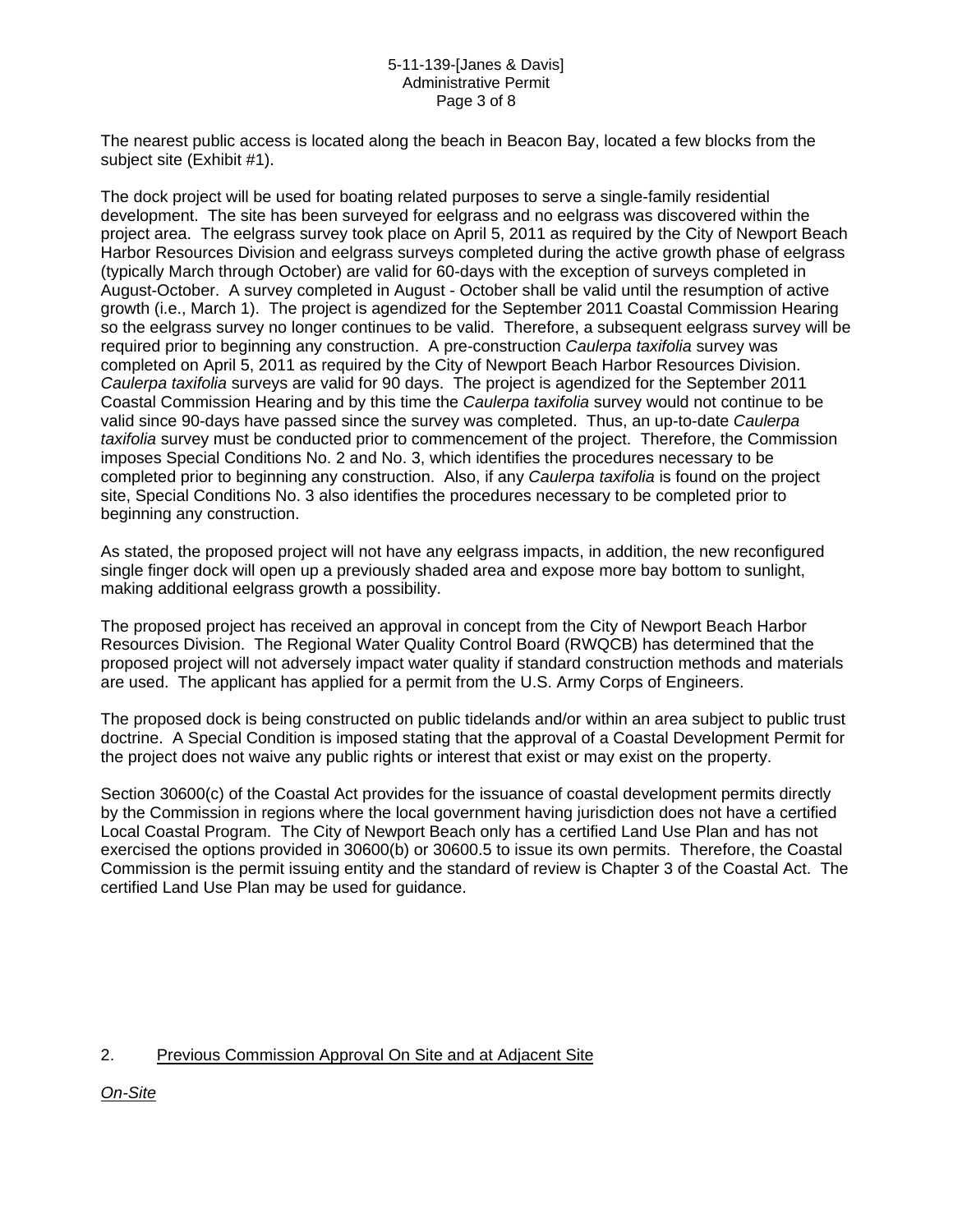The nearest public access is located along the beach in Beacon Bay, located a few blocks from the subject site (Exhibit #1).

The dock project will be used for boating related purposes to serve a single-family residential development. The site has been surveyed for eelgrass and no eelgrass was discovered within the project area. The eelgrass survey took place on April 5, 2011 as required by the City of Newport Beach Harbor Resources Division and eelgrass surveys completed during the active growth phase of eelgrass (typically March through October) are valid for 60-days with the exception of surveys completed in August-October. A survey completed in August - October shall be valid until the resumption of active growth (i.e., March 1). The project is agendized for the September 2011 Coastal Commission Hearing so the eelgrass survey no longer continues to be valid. Therefore, a subsequent eelgrass survey will be required prior to beginning any construction. A pre-construction *Caulerpa taxifolia* survey was completed on April 5, 2011 as required by the City of Newport Beach Harbor Resources Division. *Caulerpa taxifolia* surveys are valid for 90 days. The project is agendized for the September 2011 Coastal Commission Hearing and by this time the *Caulerpa taxifolia* survey would not continue to be valid since 90-days have passed since the survey was completed. Thus, an up-to-date *Caulerpa taxifolia* survey must be conducted prior to commencement of the project. Therefore, the Commission imposes Special Conditions No. 2 and No. 3, which identifies the procedures necessary to be completed prior to beginning any construction. Also, if any *Caulerpa taxifolia* is found on the project site, Special Conditions No. 3 also identifies the procedures necessary to be completed prior to beginning any construction.

As stated, the proposed project will not have any eelgrass impacts, in addition, the new reconfigured single finger dock will open up a previously shaded area and expose more bay bottom to sunlight, making additional eelgrass growth a possibility.

The proposed project has received an approval in concept from the City of Newport Beach Harbor Resources Division. The Regional Water Quality Control Board (RWQCB) has determined that the proposed project will not adversely impact water quality if standard construction methods and materials are used. The applicant has applied for a permit from the U.S. Army Corps of Engineers.

The proposed dock is being constructed on public tidelands and/or within an area subject to public trust doctrine. A Special Condition is imposed stating that the approval of a Coastal Development Permit for the project does not waive any public rights or interest that exist or may exist on the property.

Section 30600(c) of the Coastal Act provides for the issuance of coastal development permits directly by the Commission in regions where the local government having jurisdiction does not have a certified Local Coastal Program. The City of Newport Beach only has a certified Land Use Plan and has not exercised the options provided in 30600(b) or 30600.5 to issue its own permits. Therefore, the Coastal Commission is the permit issuing entity and the standard of review is Chapter 3 of the Coastal Act. The certified Land Use Plan may be used for guidance.

2. Previous Commission Approval On Site and at Adjacent Site

*On-Site*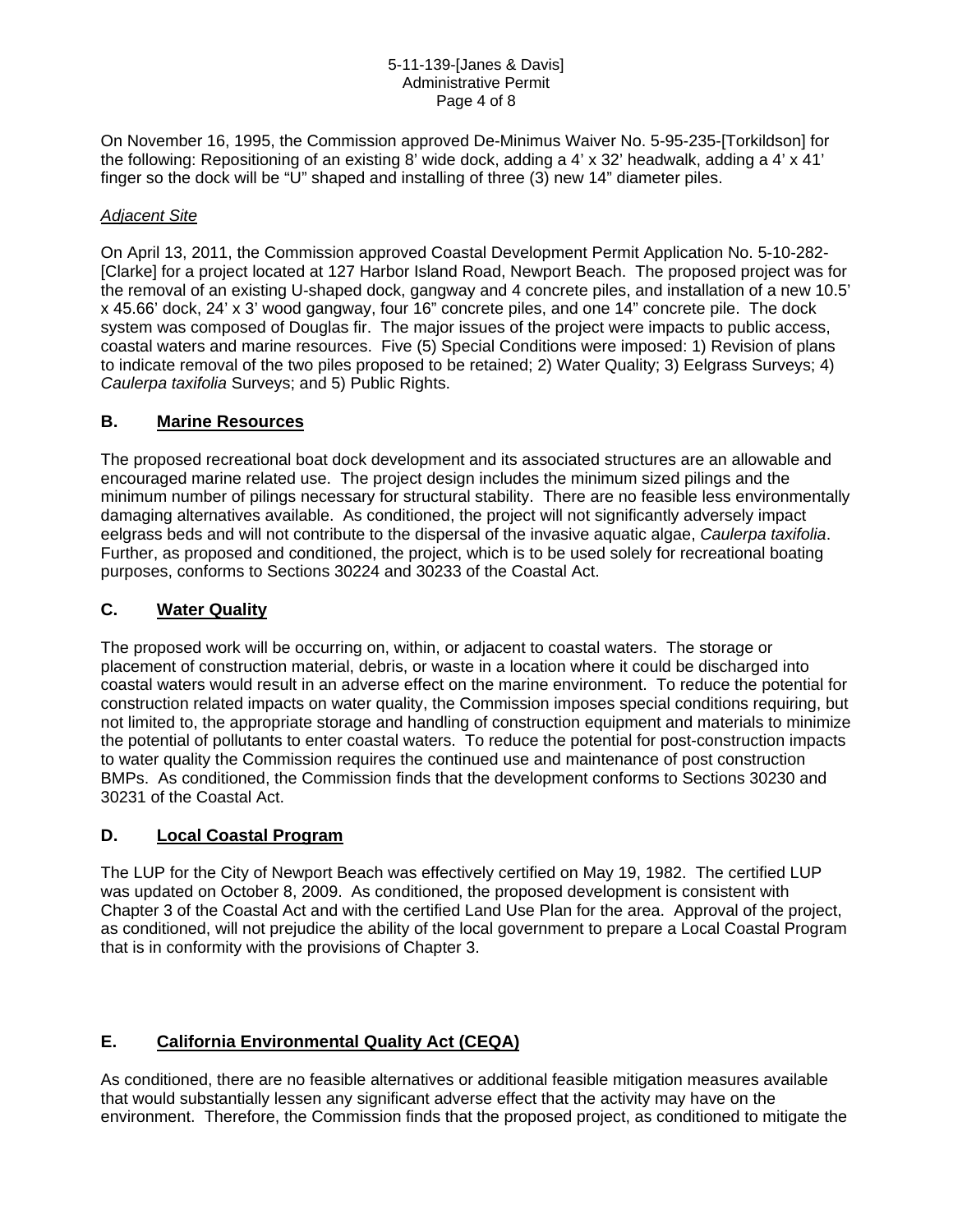On November 16, 1995, the Commission approved De-Minimus Waiver No. 5-95-235-[Torkildson] for the following: Repositioning of an existing 8' wide dock, adding a 4' x 32' headwalk, adding a 4' x 41' finger so the dock will be "U" shaped and installing of three (3) new 14" diameter piles.

*Adjacent Site*

On April 13, 2011, the Commission approved Coastal Development Permit Application No. 5-10-282-[Clarke] for a project located at 127 Harbor Island Road, Newport Beach. The proposed project was for the removal of an existing U-shaped dock, gangway and 4 concrete piles, and installation of a new 10.5' x 45.66' dock, 24' x 3' wood gangway, four 16" concrete piles, and one 14" concrete pile. The dock system was composed of Douglas fir. The major issues of the project were impacts to public access, coastal waters and marine resources. Five (5) Special Conditions were imposed: 1) Revision of plans to indicate removal of the two piles proposed to be retained; 2) Water Quality; 3) Eelgrass Surveys; 4) *Caulerpa taxifolia* Surveys; and 5) Public Rights.

## B. Marine Resources

The proposed recreational boat dock development and its associated structures are an allowable and encouraged marine related use. The project design includes the minimum sized pilings and the minimum number of pilings necessary for structural stability. There are no feasible less environmentally damaging alternatives available. As conditioned, the project will not significantly adversely impact eelgrass beds and will not contribute to the dispersal of the invasive aquatic algae, *Caulerpa taxifolia*. Further, as proposed and conditioned, the project, which is to be used solely for recreational boating purposes, conforms to Sections 30224 and 30233 of the Coastal Act.

## C. Water Quality

The proposed work will be occurring on, within, or adjacent to coastal waters. The storage or placement of construction material, debris, or waste in a location where it could be discharged into coastal waters would result in an adverse effect on the marine environment. To reduce the potential for construction related impacts on water quality, the Commission imposes special conditions requiring, but not limited to, the appropriate storage and handling of construction equipment and materials to minimize the potential of pollutants to enter coastal waters. To reduce the potential for post-construction impacts to water quality the Commission requires the continued use and maintenance of post construction BMPs. As conditioned, the Commission finds that the development conforms to Sections 30230 and 30231 of the Coastal Act.

## D. Local Coastal Program

The LUP for the City of Newport Beach was effectively certified on May 19, 1982. The certified LUP was updated on October 8, 2009. As conditioned, the proposed development is consistent with Chapter 3 of the Coastal Act and with the certified Land Use Plan for the area. Approval of the project, as conditioned, will not prejudice the ability of the local government to prepare a Local Coastal Program that is in conformity with the provisions of Chapter 3.

## E. California Environmental Quality Act (CEQA)

As conditioned, there are no feasible alternatives or additional feasible mitigation measures available that would substantially lessen any significant adverse effect that the activity may have on the environment. Therefore, the Commission finds that the proposed project, as conditioned to mitigate the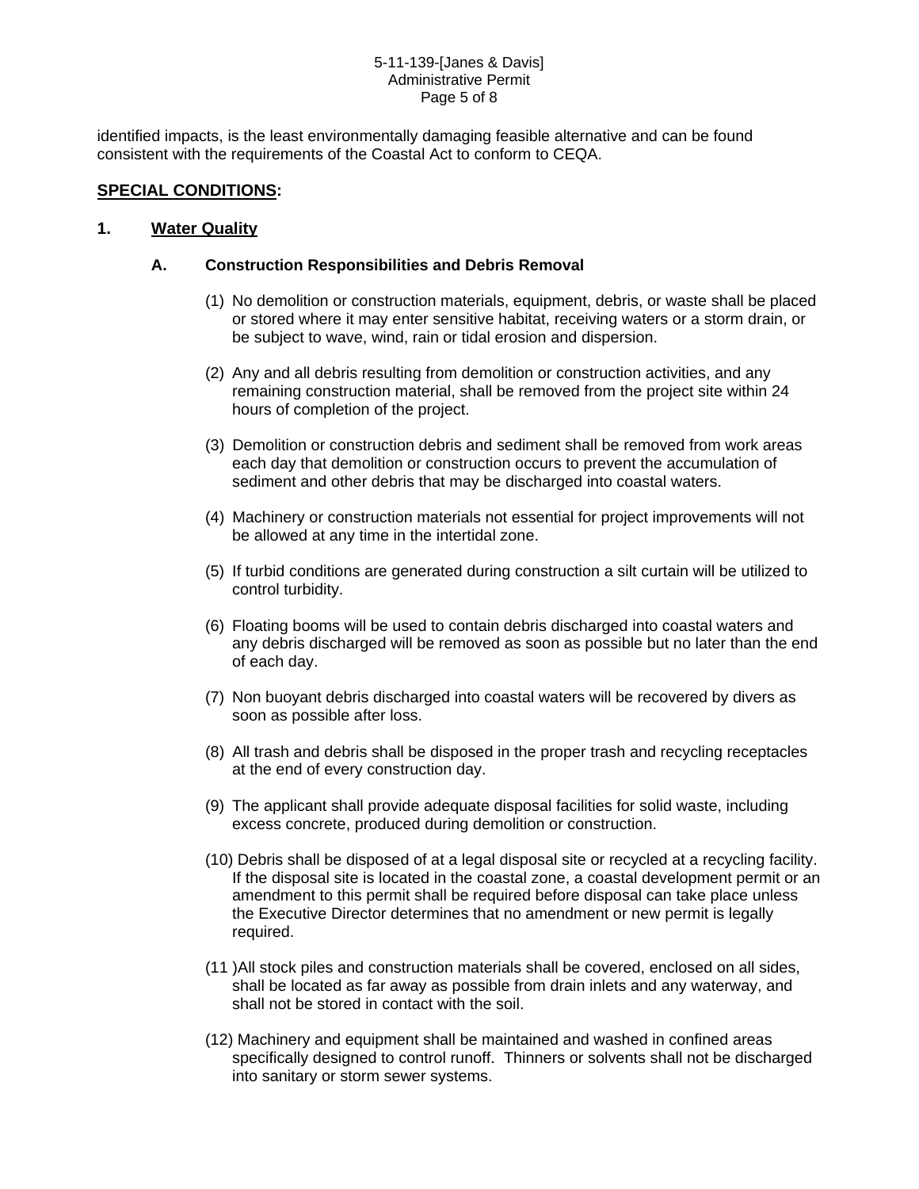identified impacts, is the least environmentally damaging feasible alternative and can be found consistent with the requirements of the Coastal Act to conform to CEQA.

## **SPECIAL CONDITIONS:**

### 1. **Water Quality**

#### A. **Construction Responsibilities and Debris Removal**

(1) No demolition or construction materials, equipment, debris, or waste shall be placed or stored where it may enter sensitive habitat, receiving waters or a storm drain, or be subject to wave, wind, rain or tidal erosion and dispersion.

(2) Any and all debris resulting from demolition or construction activities, and any remaining construction material, shall be removed from the project site within 24 hours of completion of the project.

(3) Demolition or construction debris and sediment shall be removed from work areas each day that demolition or construction occurs to prevent the accumulation of sediment and other debris that may be discharged into coastal waters.

(4) Machinery or construction materials not essential for project improvements will not be allowed at any time in the intertidal zone.

(5) If turbid conditions are generated during construction a silt curtain will be utilized to control turbidity.

(6) Floating booms will be used to contain debris discharged into coastal waters and any debris discharged will be removed as soon as possible but no later than the end of each day.

(7) Non buoyant debris discharged into coastal waters will be recovered by divers as soon as possible after loss.

(8) All trash and debris shall be disposed in the proper trash and recycling receptacles at the end of every construction day.

(9) The applicant shall provide adequate disposal facilities for solid waste, including excess concrete, produced during demolition or construction.

(10) Debris shall be disposed of at a legal disposal site or recycled at a recycling facility. If the disposal site is located in the coastal zone, a coastal development permit or an amendment to this permit shall be required before disposal can take place unless the Executive Director determines that no amendment or new permit is legally required.

(11 )All stock piles and construction materials shall be covered, enclosed on all sides, shall be located as far away as possible from drain inlets and any waterway, and shall not be stored in contact with the soil.

(12) Machinery and equipment shall be maintained and washed in confined areas specifically designed to control runoff. Thinners or solvents shall not be discharged into sanitary or storm sewer systems.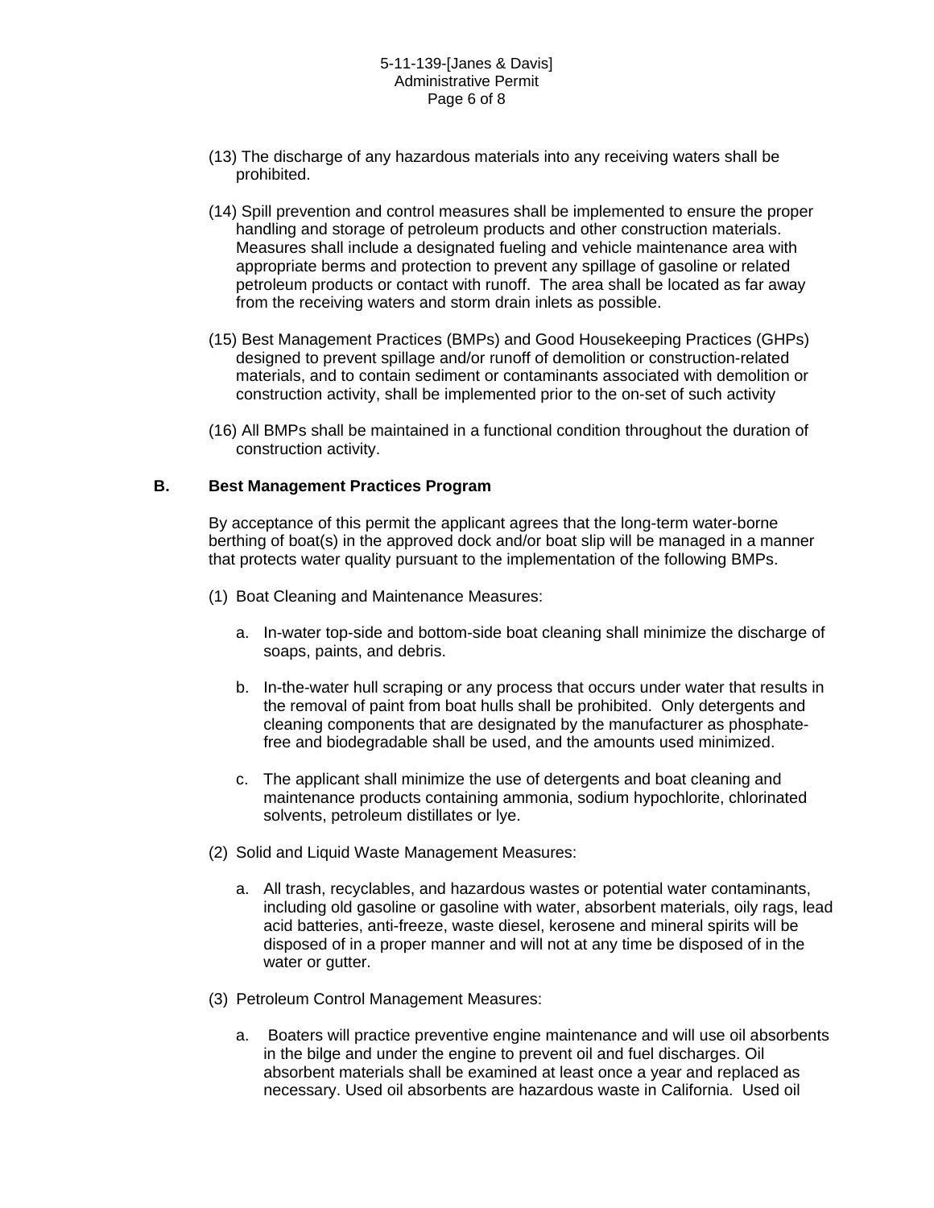(13) The discharge of any hazardous materials into any receiving waters shall be prohibited.

(14) Spill prevention and control measures shall be implemented to ensure the proper handling and storage of petroleum products and other construction materials. Measures shall include a designated fueling and vehicle maintenance area with appropriate berms and protection to prevent any spillage of gasoline or related petroleum products or contact with runoff. The area shall be located as far away from the receiving waters and storm drain inlets as possible.

(15) Best Management Practices (BMPs) and Good Housekeeping Practices (GHPs) designed to prevent spillage and/or runoff of demolition or construction-related materials, and to contain sediment or contaminants associated with demolition or construction activity, shall be implemented prior to the on-set of such activity

(16) All BMPs shall be maintained in a functional condition throughout the duration of construction activity.

**B. Best Management Practices Program**

By acceptance of this permit the applicant agrees that the long-term water-borne berthing of boat(s) in the approved dock and/or boat slip will be managed in a manner that protects water quality pursuant to the implementation of the following BMPs.

(1) Boat Cleaning and Maintenance Measures:

a. In-water top-side and bottom-side boat cleaning shall minimize the discharge of soaps, paints, and debris.

b. In-the-water hull scraping or any process that occurs under water that results in the removal of paint from boat hulls shall be prohibited. Only detergents and cleaning components that are designated by the manufacturer as phosphate-free and biodegradable shall be used, and the amounts used minimized.

c. The applicant shall minimize the use of detergents and boat cleaning and maintenance products containing ammonia, sodium hypochlorite, chlorinated solvents, petroleum distillates or lye.

(2) Solid and Liquid Waste Management Measures:

a. All trash, recyclables, and hazardous wastes or potential water contaminants, including old gasoline or gasoline with water, absorbent materials, oily rags, lead acid batteries, anti-freeze, waste diesel, kerosene and mineral spirits will be disposed of in a proper manner and will not at any time be disposed of in the water or gutter.

(3) Petroleum Control Management Measures:

a. Boaters will practice preventive engine maintenance and will use oil absorbents in the bilge and under the engine to prevent oil and fuel discharges. Oil absorbent materials shall be examined at least once a year and replaced as necessary. Used oil absorbents are hazardous waste in California. Used oil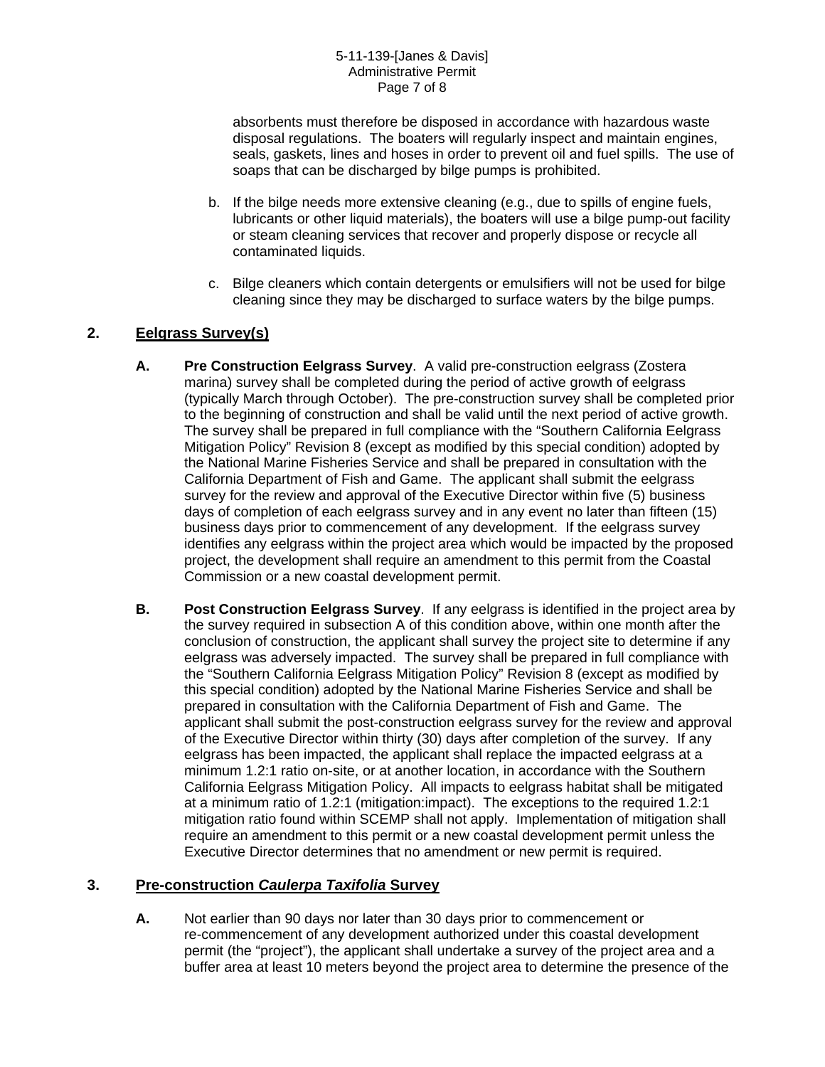absorbents must therefore be disposed in accordance with hazardous waste disposal regulations. The boaters will regularly inspect and maintain engines, seals, gaskets, lines and hoses in order to prevent oil and fuel spills. The use of soaps that can be discharged by bilge pumps is prohibited.

b. If the bilge needs more extensive cleaning (e.g., due to spills of engine fuels, lubricants or other liquid materials), the boaters will use a bilge pump-out facility or steam cleaning services that recover and properly dispose or recycle all contaminated liquids.

c. Bilge cleaners which contain detergents or emulsifiers will not be used for bilge cleaning since they may be discharged to surface waters by the bilge pumps.

## 2. Eelgrass Survey(s)

**A. Pre Construction Eelgrass Survey**. A valid pre-construction eelgrass (Zostera marina) survey shall be completed during the period of active growth of eelgrass (typically March through October). The pre-construction survey shall be completed prior to the beginning of construction and shall be valid until the next period of active growth. The survey shall be prepared in full compliance with the "Southern California Eelgrass Mitigation Policy" Revision 8 (except as modified by this special condition) adopted by the National Marine Fisheries Service and shall be prepared in consultation with the California Department of Fish and Game. The applicant shall submit the eelgrass survey for the review and approval of the Executive Director within five (5) business days of completion of each eelgrass survey and in any event no later than fifteen (15) business days prior to commencement of any development. If the eelgrass survey identifies any eelgrass within the project area which would be impacted by the proposed project, the development shall require an amendment to this permit from the Coastal Commission or a new coastal development permit.

**B. Post Construction Eelgrass Survey**. If any eelgrass is identified in the project area by the survey required in subsection A of this condition above, within one month after the conclusion of construction, the applicant shall survey the project site to determine if any eelgrass was adversely impacted. The survey shall be prepared in full compliance with the "Southern California Eelgrass Mitigation Policy" Revision 8 (except as modified by this special condition) adopted by the National Marine Fisheries Service and shall be prepared in consultation with the California Department of Fish and Game. The applicant shall submit the post-construction eelgrass survey for the review and approval of the Executive Director within thirty (30) days after completion of the survey. If any eelgrass has been impacted, the applicant shall replace the impacted eelgrass at a minimum 1.2:1 ratio on-site, or at another location, in accordance with the Southern California Eelgrass Mitigation Policy. All impacts to eelgrass habitat shall be mitigated at a minimum ratio of 1.2:1 (mitigation:impact). The exceptions to the required 1.2:1 mitigation ratio found within SCEMP shall not apply. Implementation of mitigation shall require an amendment to this permit or a new coastal development permit unless the Executive Director determines that no amendment or new permit is required.

## 3. Pre-construction *Caulerpa Taxifolia* Survey

**A.** Not earlier than 90 days nor later than 30 days prior to commencement or re-commencement of any development authorized under this coastal development permit (the "project"), the applicant shall undertake a survey of the project area and a buffer area at least 10 meters beyond the project area to determine the presence of the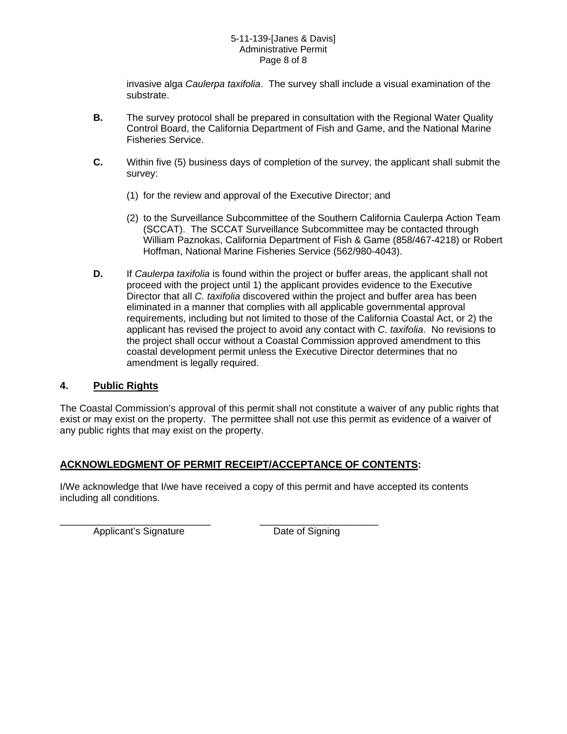invasive alga *Caulerpa taxifolia*. The survey shall include a visual examination of the substrate.

**B.** The survey protocol shall be prepared in consultation with the Regional Water Quality Control Board, the California Department of Fish and Game, and the National Marine Fisheries Service.

**C.** Within five (5) business days of completion of the survey, the applicant shall submit the survey:

(1) for the review and approval of the Executive Director; and

(2) to the Surveillance Subcommittee of the Southern California Caulerpa Action Team (SCCAT). The SCCAT Surveillance Subcommittee may be contacted through William Paznokas, California Department of Fish & Game (858/467-4218) or Robert Hoffman, National Marine Fisheries Service (562/980-4043).

**D.** If *Caulerpa taxifolia* is found within the project or buffer areas, the applicant shall not proceed with the project until 1) the applicant provides evidence to the Executive Director that all *C. taxifolia* discovered within the project and buffer area has been eliminated in a manner that complies with all applicable governmental approval requirements, including but not limited to those of the California Coastal Act, or 2) the applicant has revised the project to avoid any contact with *C. taxifolia*. No revisions to the project shall occur without a Coastal Commission approved amendment to this coastal development permit unless the Executive Director determines that no amendment is legally required.

### 4. Public Rights

The Coastal Commission's approval of this permit shall not constitute a waiver of any public rights that exist or may exist on the property. The permittee shall not use this permit as evidence of a waiver of any public rights that may exist on the property.

## ACKNOWLEDGMENT OF PERMIT RECEIPT/ACCEPTANCE OF CONTENTS:

I/We acknowledge that I/we have received a copy of this permit and have accepted its contents including all conditions.

_____________________________ _____________________
Applicant's Signature Date of Signing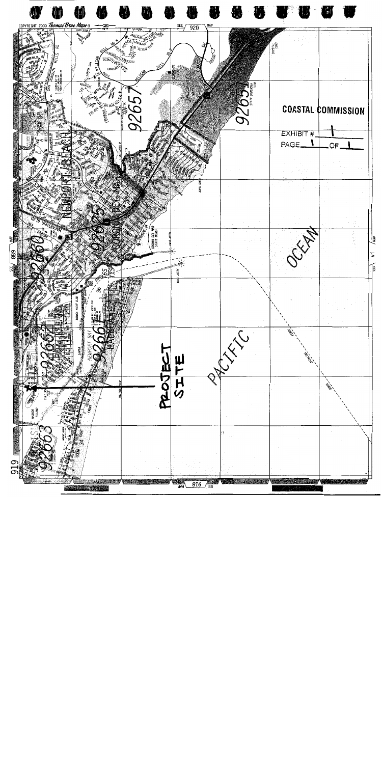COASTAL COMMISSION

EXHIBIT # 1

PAGE 1 OF 1

PROJECT SITE

PACIFIC

OCEAN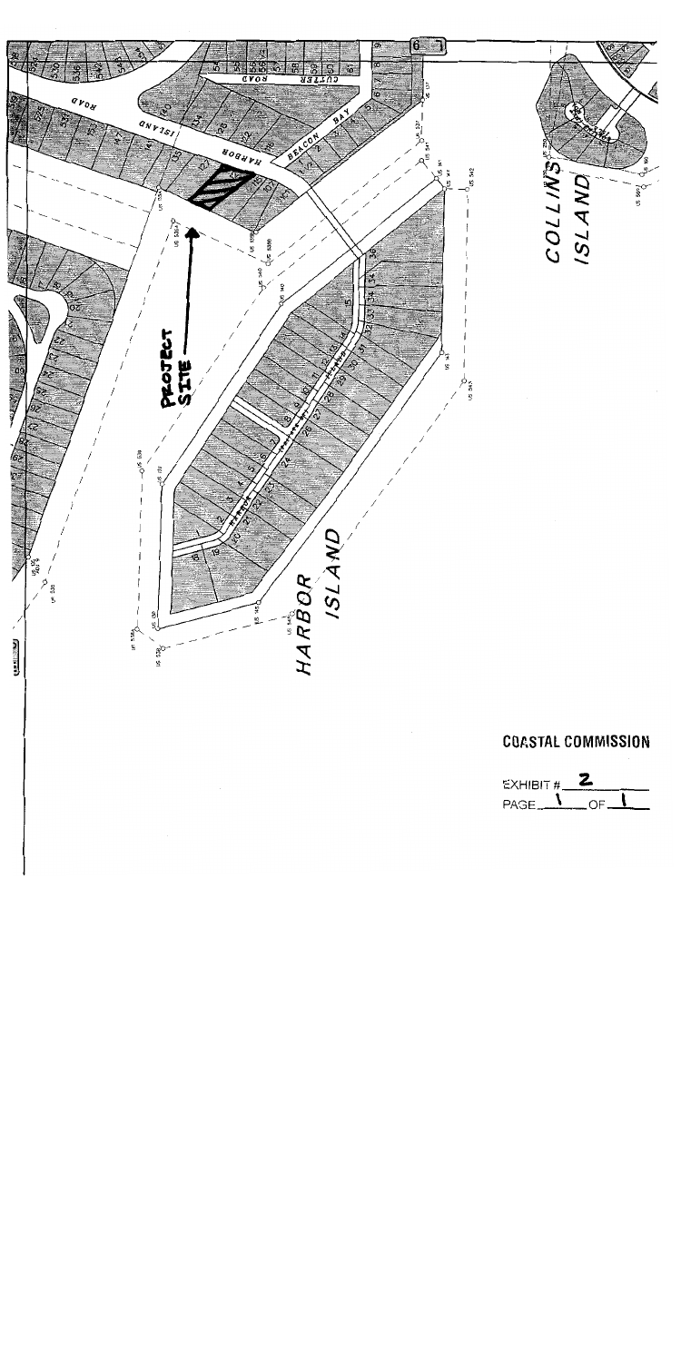PROJECT SITE

HARBOR ISLAND

COLLINS ISLAND

HARBOR ISLAND ROAD

BEACON BAY

CUTTER ROAD

**COASTAL COMMISSION**

EXHIBIT # 2

PAGE 1 OF 1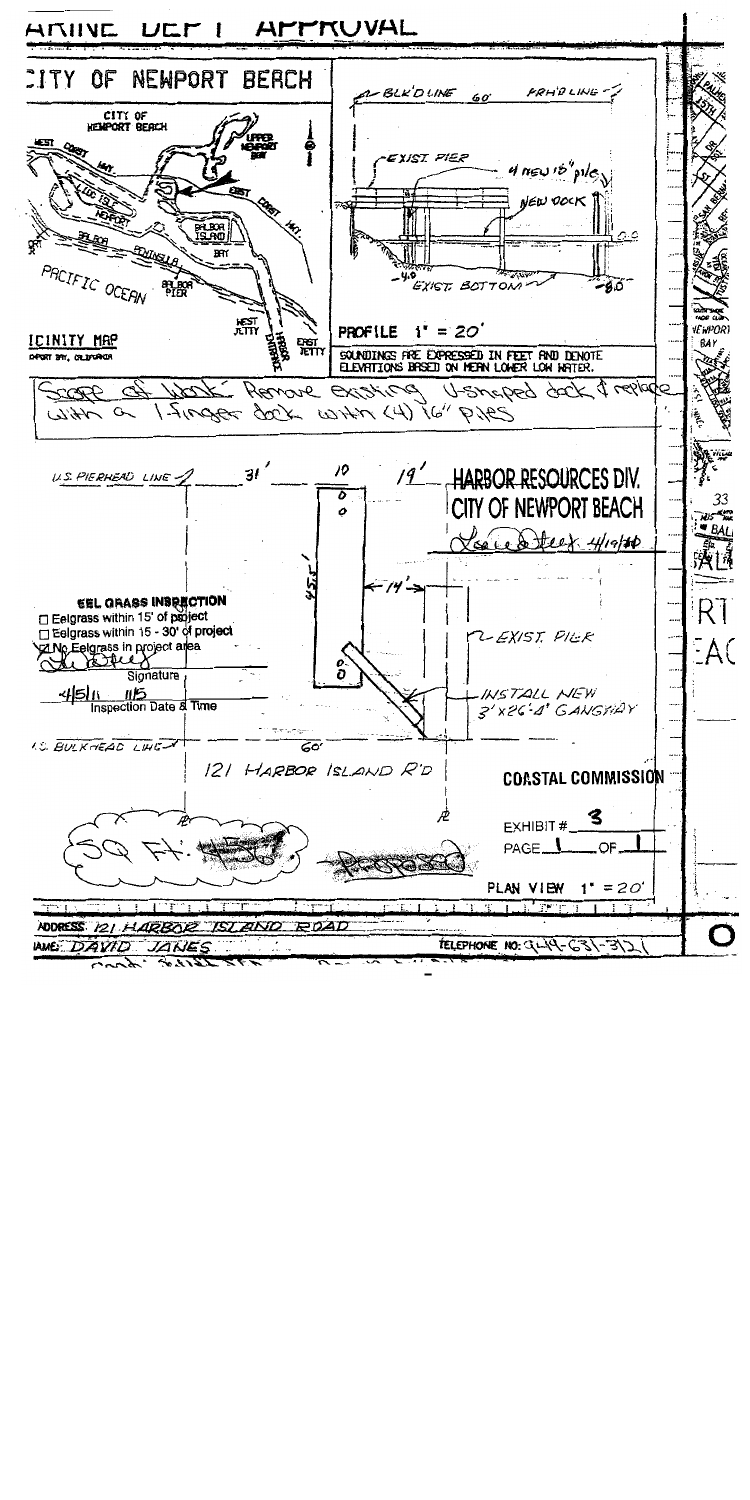ARINE DEPT APPROVAL

CITY OF NEWPORT BEACH

CITY OF NEWPORT BEACH

WEST COAST HWY

UPPER NEWPORT BAY

LIDO ISLE

NEWPORT

BALBOA ISLAND

EAST COAST HWY

BALBOA PENINSULA

BAY

PACIFIC OCEAN

BALBOA PIER

WEST JETTY

HARBOR ENTRANCE

EAST JETTY

VICINITY MAP

NEWPORT BAY, CALIFORNIA

BLK'D LINE 60'

PRH'D LINE

EXIST. PIER

4 NEW 16" piles

NEW DOCK

0.0

-4.0

EXIST. BOTTOM

-8.0

PROFILE 1" = 20'

SOUNDINGS ARE EXPRESSED IN FEET AND DENOTE ELEVATIONS BASED ON MEAN LOWER LOW WATER.

Scope of Work: Remove existing U-shaped dock & replace with a 1 finger dock with (4) 16" piles

U.S. PIERHEAD LINE

31'

10

19'

HARBOR RESOURCES DIV.
CITY OF NEWPORT BEACH
Lisa Steel 4/19/10

45.5'

14'

EEL GRASS INSPECTION
- [ ] Eelgrass within 15' of project
- [ ] Eelgrass within 15 - 30' of project
- [x] No Eelgrass in project area

Signature

4/5/11 1115
Inspection Date & Time

EXIST. PIER

INSTALL NEW 3' X 26'-4' GANGWAY

U.S. BULKHEAD LINE

60'

121 HARBOR ISLAND R'D

COASTAL COMMISSION

EXHIBIT # 3

PAGE 1 OF 1

SQ FT:

PLAN VIEW 1" = 20'

ADDRESS: 121 HARBOR ISLAND ROAD

NAME: DAVID JANES

TELEPHONE NO: 949-631-3121